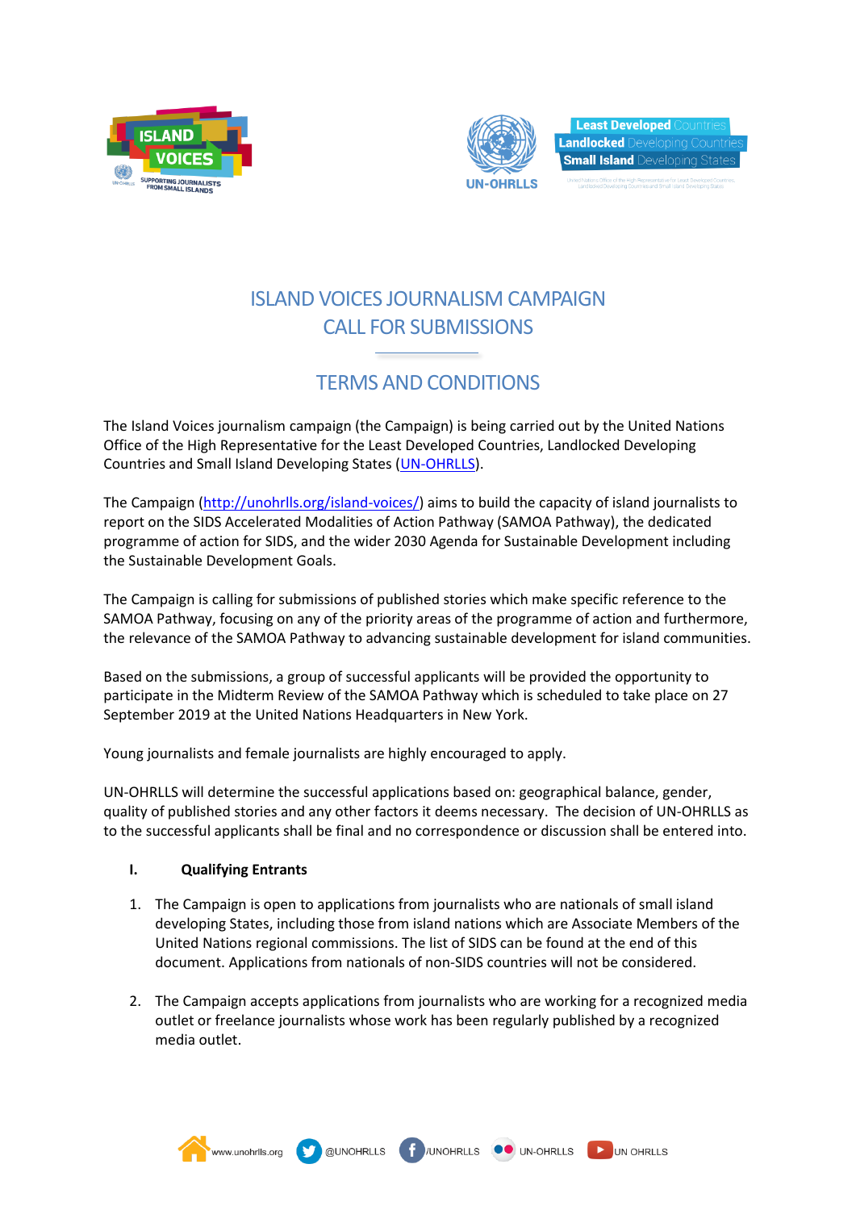# ISLAND VOICES JOURNALISM CAMPAIGN
# CALL FOR SUBMISSIONS

## TERMS AND CONDITIONS

The Island Voices journalism campaign (the Campaign) is being carried out by the United Nations Office of the High Representative for the Least Developed Countries, Landlocked Developing Countries and Small Island Developing States (UN-OHRLLS).

The Campaign (http://unohrlls.org/island-voices/) aims to build the capacity of island journalists to report on the SIDS Accelerated Modalities of Action Pathway (SAMOA Pathway), the dedicated programme of action for SIDS, and the wider 2030 Agenda for Sustainable Development including the Sustainable Development Goals.

The Campaign is calling for submissions of published stories which make specific reference to the SAMOA Pathway, focusing on any of the priority areas of the programme of action and furthermore, the relevance of the SAMOA Pathway to advancing sustainable development for island communities.

Based on the submissions, a group of successful applicants will be provided the opportunity to participate in the Midterm Review of the SAMOA Pathway which is scheduled to take place on 27 September 2019 at the United Nations Headquarters in New York.

Young journalists and female journalists are highly encouraged to apply.

UN-OHRLLS will determine the successful applications based on: geographical balance, gender, quality of published stories and any other factors it deems necessary. The decision of UN-OHRLLS as to the successful applicants shall be final and no correspondence or discussion shall be entered into.

### I. Qualifying Entrants

1. The Campaign is open to applications from journalists who are nationals of small island developing States, including those from island nations which are Associate Members of the United Nations regional commissions. The list of SIDS can be found at the end of this document. Applications from nationals of non-SIDS countries will not be considered.

2. The Campaign accepts applications from journalists who are working for a recognized media outlet or freelance journalists whose work has been regularly published by a recognized media outlet.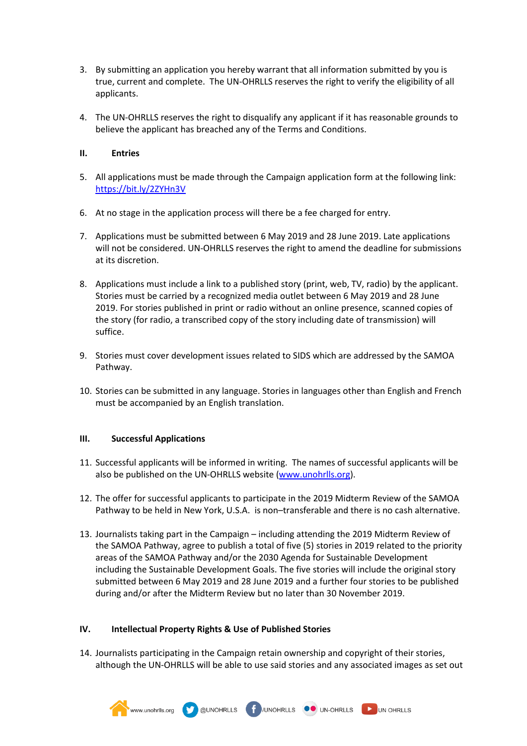3. By submitting an application you hereby warrant that all information submitted by you is true, current and complete. The UN-OHRLLS reserves the right to verify the eligibility of all applicants.

4. The UN-OHRLLS reserves the right to disqualify any applicant if it has reasonable grounds to believe the applicant has breached any of the Terms and Conditions.

## II. Entries

5. All applications must be made through the Campaign application form at the following link: [https://bit.ly/2ZYHn3V](https://bit.ly/2ZYHn3V)

6. At no stage in the application process will there be a fee charged for entry.

7. Applications must be submitted between 6 May 2019 and 28 June 2019. Late applications will not be considered. UN-OHRLLS reserves the right to amend the deadline for submissions at its discretion.

8. Applications must include a link to a published story (print, web, TV, radio) by the applicant. Stories must be carried by a recognized media outlet between 6 May 2019 and 28 June 2019. For stories published in print or radio without an online presence, scanned copies of the story (for radio, a transcribed copy of the story including date of transmission) will suffice.

9. Stories must cover development issues related to SIDS which are addressed by the SAMOA Pathway.

10. Stories can be submitted in any language. Stories in languages other than English and French must be accompanied by an English translation.

## III. Successful Applications

11. Successful applicants will be informed in writing. The names of successful applicants will be also be published on the UN-OHRLLS website ([www.unohrlls.org](www.unohrlls.org)).

12. The offer for successful applicants to participate in the 2019 Midterm Review of the SAMOA Pathway to be held in New York, U.S.A. is non–transferable and there is no cash alternative.

13. Journalists taking part in the Campaign – including attending the 2019 Midterm Review of the SAMOA Pathway, agree to publish a total of five (5) stories in 2019 related to the priority areas of the SAMOA Pathway and/or the 2030 Agenda for Sustainable Development including the Sustainable Development Goals. The five stories will include the original story submitted between 6 May 2019 and 28 June 2019 and a further four stories to be published during and/or after the Midterm Review but no later than 30 November 2019.

## IV. Intellectual Property Rights & Use of Published Stories

14. Journalists participating in the Campaign retain ownership and copyright of their stories, although the UN-OHRLLS will be able to use said stories and any associated images as set out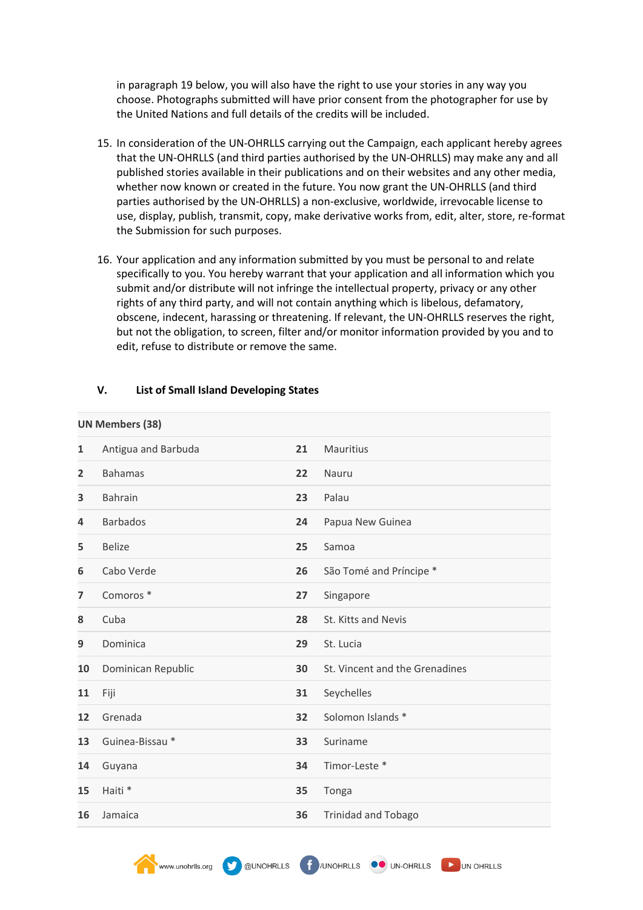in paragraph 19 below, you will also have the right to use your stories in any way you choose. Photographs submitted will have prior consent from the photographer for use by the United Nations and full details of the credits will be included.

15. In consideration of the UN-OHRLLS carrying out the Campaign, each applicant hereby agrees that the UN-OHRLLS (and third parties authorised by the UN-OHRLLS) may make any and all published stories available in their publications and on their websites and any other media, whether now known or created in the future. You now grant the UN-OHRLLS (and third parties authorised by the UN-OHRLLS) a non-exclusive, worldwide, irrevocable license to use, display, publish, transmit, copy, make derivative works from, edit, alter, store, re-format the Submission for such purposes.

16. Your application and any information submitted by you must be personal to and relate specifically to you. You hereby warrant that your application and all information which you submit and/or distribute will not infringe the intellectual property, privacy or any other rights of any third party, and will not contain anything which is libelous, defamatory, obscene, indecent, harassing or threatening. If relevant, the UN-OHRLLS reserves the right, but not the obligation, to screen, filter and/or monitor information provided by you and to edit, refuse to distribute or remove the same.

## V. List of Small Island Developing States

| **UN Members (38)** | | | |
|---|---|---|---|
| **1** | Antigua and Barbuda | **21** | Mauritius |
| **2** | Bahamas | **22** | Nauru |
| **3** | Bahrain | **23** | Palau |
| **4** | Barbados | **24** | Papua New Guinea |
| **5** | Belize | **25** | Samoa |
| **6** | Cabo Verde | **26** | São Tomé and Príncipe * |
| **7** | Comoros * | **27** | Singapore |
| **8** | Cuba | **28** | St. Kitts and Nevis |
| **9** | Dominica | **29** | St. Lucia |
| **10** | Dominican Republic | **30** | St. Vincent and the Grenadines |
| **11** | Fiji | **31** | Seychelles |
| **12** | Grenada | **32** | Solomon Islands * |
| **13** | Guinea-Bissau * | **33** | Suriname |
| **14** | Guyana | **34** | Timor-Leste * |
| **15** | Haiti * | **35** | Tonga |
| **16** | Jamaica | **36** | Trinidad and Tobago |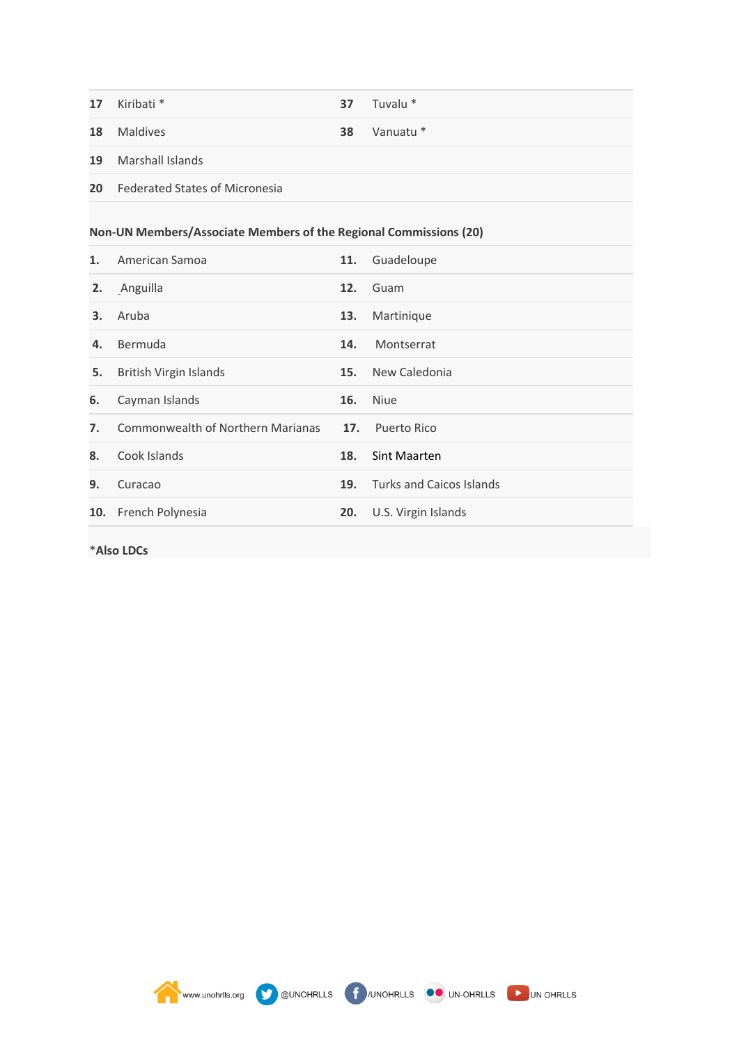| | | | |
|---|---|---|---|
| 17 | Kiribati * | 37 | Tuvalu * |
| 18 | Maldives | 38 | Vanuatu * |
| 19 | Marshall Islands | | |
| 20 | Federated States of Micronesia | | |

**Non-UN Members/Associate Members of the Regional Commissions (20)**

| | | | |
|---|---|---|---|
| 1. | American Samoa | 11. | Guadeloupe |
| 2. | Anguilla | 12. | Guam |
| 3. | Aruba | 13. | Martinique |
| 4. | Bermuda | 14. | Montserrat |
| 5. | British Virgin Islands | 15. | New Caledonia |
| 6. | Cayman Islands | 16. | Niue |
| 7. | Commonwealth of Northern Marianas | 17. | Puerto Rico |
| 8. | Cook Islands | 18. | Sint Maarten |
| 9. | Curacao | 19. | Turks and Caicos Islands |
| 10. | French Polynesia | 20. | U.S. Virgin Islands |

***Also LDCs**

www.unohrlls.org @UNOHRLLS /UNOHRLLS UN-OHRLLS UN OHRLLS